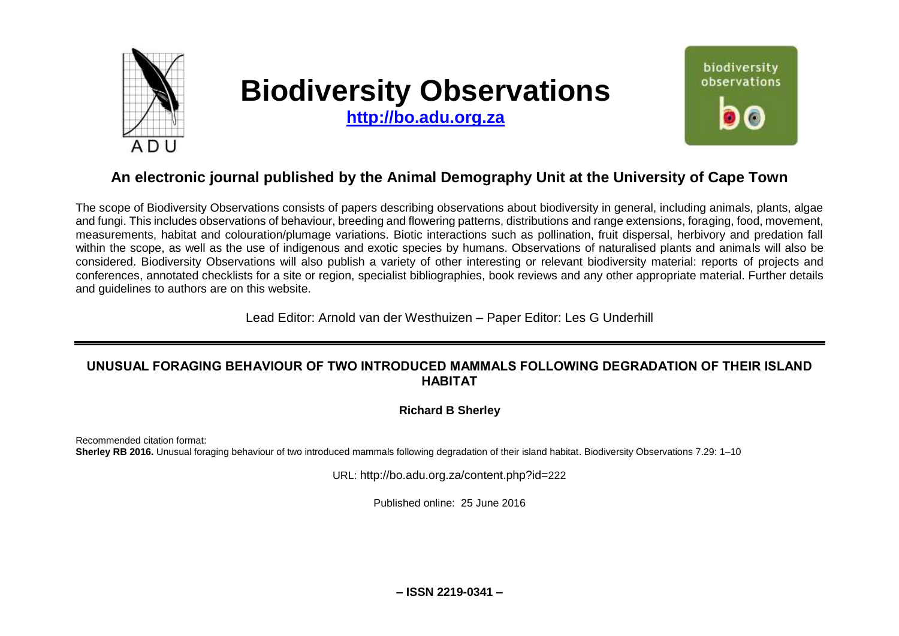# Biodiversity Observations

**http://bo.adu.org.za**

## An electronic journal published by the Animal Demography Unit at the University of Cape Town

The scope of Biodiversity Observations consists of papers describing observations about biodiversity in general, including animals, plants, algae and fungi. This includes observations of behaviour, breeding and flowering patterns, distributions and range extensions, foraging, food, movement, measurements, habitat and colouration/plumage variations. Biotic interactions such as pollination, fruit dispersal, herbivory and predation fall within the scope, as well as the use of indigenous and exotic species by humans. Observations of naturalised plants and animals will also be considered. Biodiversity Observations will also publish a variety of other interesting or relevant biodiversity material: reports of projects and conferences, annotated checklists for a site or region, specialist bibliographies, book reviews and any other appropriate material. Further details and guidelines to authors are on this website.

Lead Editor: Arnold van der Westhuizen – Paper Editor: Les G Underhill

---

## UNUSUAL FORAGING BEHAVIOUR OF TWO INTRODUCED MAMMALS FOLLOWING DEGRADATION OF THEIR ISLAND HABITAT

**Richard B Sherley**

Recommended citation format:
**Sherley RB 2016.** Unusual foraging behaviour of two introduced mammals following degradation of their island habitat. Biodiversity Observations 7.29: 1–10

URL: http://bo.adu.org.za/content.php?id=222

Published online: 25 June 2016

**– ISSN 2219-0341 –**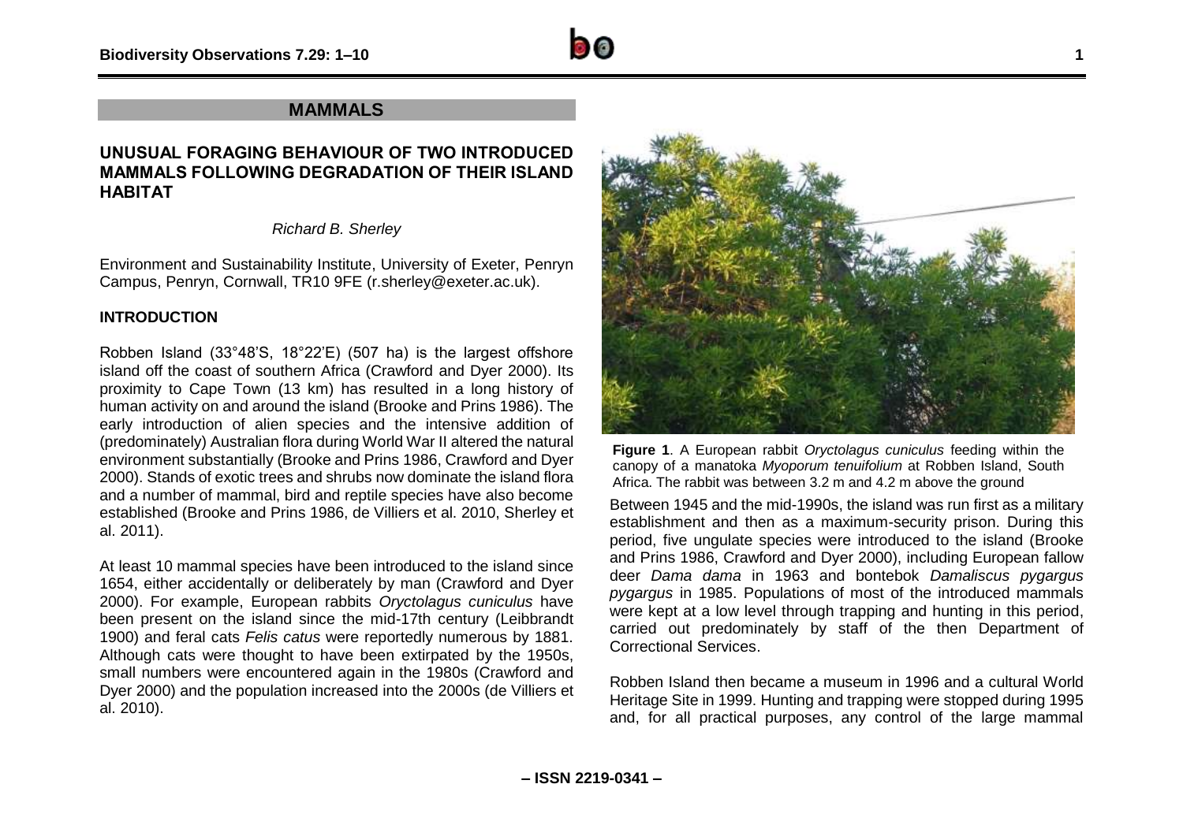## MAMMALS

# UNUSUAL FORAGING BEHAVIOUR OF TWO INTRODUCED MAMMALS FOLLOWING DEGRADATION OF THEIR ISLAND HABITAT

*Richard B. Sherley*

Environment and Sustainability Institute, University of Exeter, Penryn Campus, Penryn, Cornwall, TR10 9FE (r.sherley@exeter.ac.uk).

### INTRODUCTION

Robben Island (33°48'S, 18°22'E) (507 ha) is the largest offshore island off the coast of southern Africa (Crawford and Dyer 2000). Its proximity to Cape Town (13 km) has resulted in a long history of human activity on and around the island (Brooke and Prins 1986). The early introduction of alien species and the intensive addition of (predominately) Australian flora during World War II altered the natural environment substantially (Brooke and Prins 1986, Crawford and Dyer 2000). Stands of exotic trees and shrubs now dominate the island flora and a number of mammal, bird and reptile species have also become established (Brooke and Prins 1986, de Villiers et al. 2010, Sherley et al. 2011).

At least 10 mammal species have been introduced to the island since 1654, either accidentally or deliberately by man (Crawford and Dyer 2000). For example, European rabbits *Oryctolagus cuniculus* have been present on the island since the mid-17th century (Leibbrandt 1900) and feral cats *Felis catus* were reportedly numerous by 1881. Although cats were thought to have been extirpated by the 1950s, small numbers were encountered again in the 1980s (Crawford and Dyer 2000) and the population increased into the 2000s (de Villiers et al. 2010).

**Figure 1**. A European rabbit *Oryctolagus cuniculus* feeding within the canopy of a manatoka *Myoporum tenuifolium* at Robben Island, South Africa. The rabbit was between 3.2 m and 4.2 m above the ground

Between 1945 and the mid-1990s, the island was run first as a military establishment and then as a maximum-security prison. During this period, five ungulate species were introduced to the island (Brooke and Prins 1986, Crawford and Dyer 2000), including European fallow deer *Dama dama* in 1963 and bontebok *Damaliscus pygargus pygargus* in 1985. Populations of most of the introduced mammals were kept at a low level through trapping and hunting in this period, carried out predominately by staff of the then Department of Correctional Services.

Robben Island then became a museum in 1996 and a cultural World Heritage Site in 1999. Hunting and trapping were stopped during 1995 and, for all practical purposes, any control of the large mammal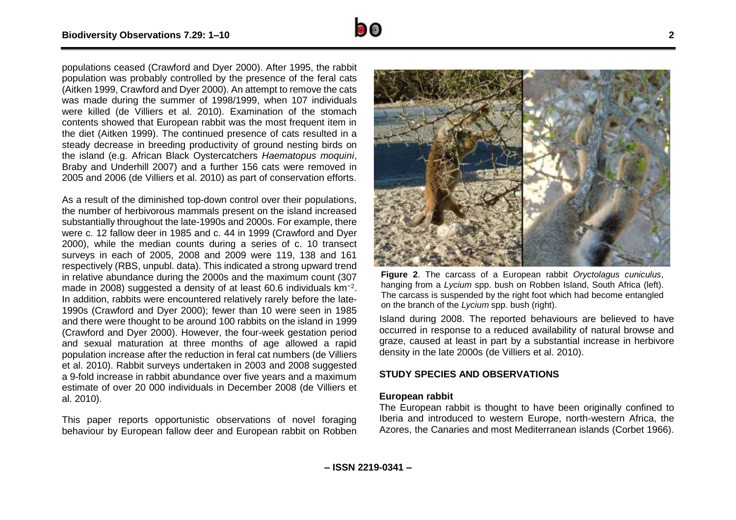populations ceased (Crawford and Dyer 2000). After 1995, the rabbit population was probably controlled by the presence of the feral cats (Aitken 1999, Crawford and Dyer 2000). An attempt to remove the cats was made during the summer of 1998/1999, when 107 individuals were killed (de Villiers et al. 2010). Examination of the stomach contents showed that European rabbit was the most frequent item in the diet (Aitken 1999). The continued presence of cats resulted in a steady decrease in breeding productivity of ground nesting birds on the island (e.g. African Black Oystercatchers *Haematopus moquini*, Braby and Underhill 2007) and a further 156 cats were removed in 2005 and 2006 (de Villiers et al. 2010) as part of conservation efforts.

As a result of the diminished top-down control over their populations, the number of herbivorous mammals present on the island increased substantially throughout the late-1990s and 2000s. For example, there were c. 12 fallow deer in 1985 and c. 44 in 1999 (Crawford and Dyer 2000), while the median counts during a series of c. 10 transect surveys in each of 2005, 2008 and 2009 were 119, 138 and 161 respectively (RBS, unpubl. data). This indicated a strong upward trend in relative abundance during the 2000s and the maximum count (307 made in 2008) suggested a density of at least 60.6 individuals km$^{-2}$. In addition, rabbits were encountered relatively rarely before the late-1990s (Crawford and Dyer 2000); fewer than 10 were seen in 1985 and there were thought to be around 100 rabbits on the island in 1999 (Crawford and Dyer 2000). However, the four-week gestation period and sexual maturation at three months of age allowed a rapid population increase after the reduction in feral cat numbers (de Villiers et al. 2010). Rabbit surveys undertaken in 2003 and 2008 suggested a 9-fold increase in rabbit abundance over five years and a maximum estimate of over 20 000 individuals in December 2008 (de Villiers et al. 2010).

This paper reports opportunistic observations of novel foraging behaviour by European fallow deer and European rabbit on Robben Island during 2008. The reported behaviours are believed to have occurred in response to a reduced availability of natural browse and graze, caused at least in part by a substantial increase in herbivore density in the late 2000s (de Villiers et al. 2010).

**Figure 2**. The carcass of a European rabbit *Oryctolagus cuniculus*, hanging from a *Lycium* spp. bush on Robben Island, South Africa (left). The carcass is suspended by the right foot which had become entangled on the branch of the *Lycium* spp. bush (right).

## STUDY SPECIES AND OBSERVATIONS

### European rabbit

The European rabbit is thought to have been originally confined to Iberia and introduced to western Europe, north-western Africa, the Azores, the Canaries and most Mediterranean islands (Corbet 1966).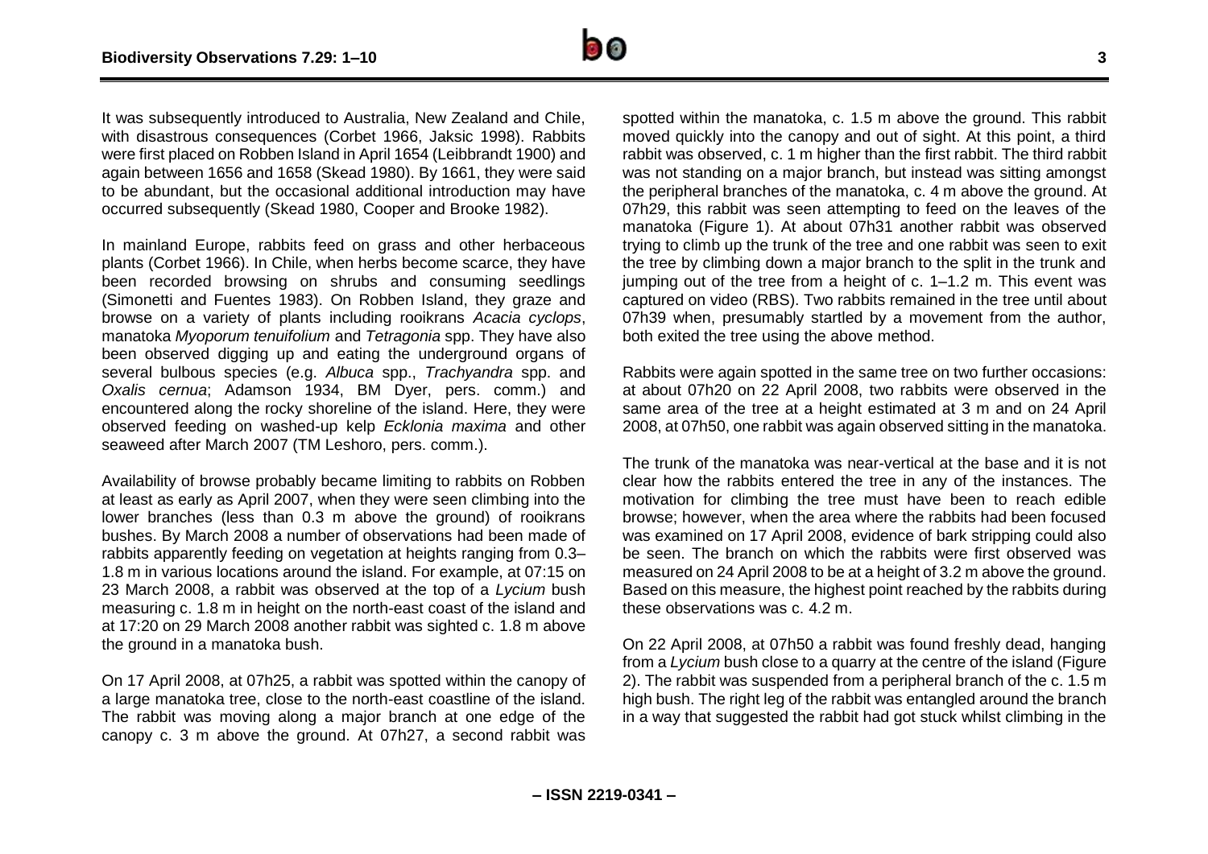It was subsequently introduced to Australia, New Zealand and Chile, with disastrous consequences (Corbet 1966, Jaksic 1998). Rabbits were first placed on Robben Island in April 1654 (Leibbrandt 1900) and again between 1656 and 1658 (Skead 1980). By 1661, they were said to be abundant, but the occasional additional introduction may have occurred subsequently (Skead 1980, Cooper and Brooke 1982).

In mainland Europe, rabbits feed on grass and other herbaceous plants (Corbet 1966). In Chile, when herbs become scarce, they have been recorded browsing on shrubs and consuming seedlings (Simonetti and Fuentes 1983). On Robben Island, they graze and browse on a variety of plants including rooikrans *Acacia cyclops*, manatoka *Myoporum tenuifolium* and *Tetragonia* spp. They have also been observed digging up and eating the underground organs of several bulbous species (e.g. *Albuca* spp., *Trachyandra* spp. and *Oxalis cernua*; Adamson 1934, BM Dyer, pers. comm.) and encountered along the rocky shoreline of the island. Here, they were observed feeding on washed-up kelp *Ecklonia maxima* and other seaweed after March 2007 (TM Leshoro, pers. comm.).

Availability of browse probably became limiting to rabbits on Robben at least as early as April 2007, when they were seen climbing into the lower branches (less than 0.3 m above the ground) of rooikrans bushes. By March 2008 a number of observations had been made of rabbits apparently feeding on vegetation at heights ranging from 0.3–1.8 m in various locations around the island. For example, at 07:15 on 23 March 2008, a rabbit was observed at the top of a *Lycium* bush measuring c. 1.8 m in height on the north-east coast of the island and at 17:20 on 29 March 2008 another rabbit was sighted c. 1.8 m above the ground in a manatoka bush.

On 17 April 2008, at 07h25, a rabbit was spotted within the canopy of a large manatoka tree, close to the north-east coastline of the island. The rabbit was moving along a major branch at one edge of the canopy c. 3 m above the ground. At 07h27, a second rabbit was spotted within the manatoka, c. 1.5 m above the ground. This rabbit moved quickly into the canopy and out of sight. At this point, a third rabbit was observed, c. 1 m higher than the first rabbit. The third rabbit was not standing on a major branch, but instead was sitting amongst the peripheral branches of the manatoka, c. 4 m above the ground. At 07h29, this rabbit was seen attempting to feed on the leaves of the manatoka (Figure 1). At about 07h31 another rabbit was observed trying to climb up the trunk of the tree and one rabbit was seen to exit the tree by climbing down a major branch to the split in the trunk and jumping out of the tree from a height of c. 1–1.2 m. This event was captured on video (RBS). Two rabbits remained in the tree until about 07h39 when, presumably startled by a movement from the author, both exited the tree using the above method.

Rabbits were again spotted in the same tree on two further occasions: at about 07h20 on 22 April 2008, two rabbits were observed in the same area of the tree at a height estimated at 3 m and on 24 April 2008, at 07h50, one rabbit was again observed sitting in the manatoka.

The trunk of the manatoka was near-vertical at the base and it is not clear how the rabbits entered the tree in any of the instances. The motivation for climbing the tree must have been to reach edible browse; however, when the area where the rabbits had been focused was examined on 17 April 2008, evidence of bark stripping could also be seen. The branch on which the rabbits were first observed was measured on 24 April 2008 to be at a height of 3.2 m above the ground. Based on this measure, the highest point reached by the rabbits during these observations was c. 4.2 m.

On 22 April 2008, at 07h50 a rabbit was found freshly dead, hanging from a *Lycium* bush close to a quarry at the centre of the island (Figure 2). The rabbit was suspended from a peripheral branch of the c. 1.5 m high bush. The right leg of the rabbit was entangled around the branch in a way that suggested the rabbit had got stuck whilst climbing in the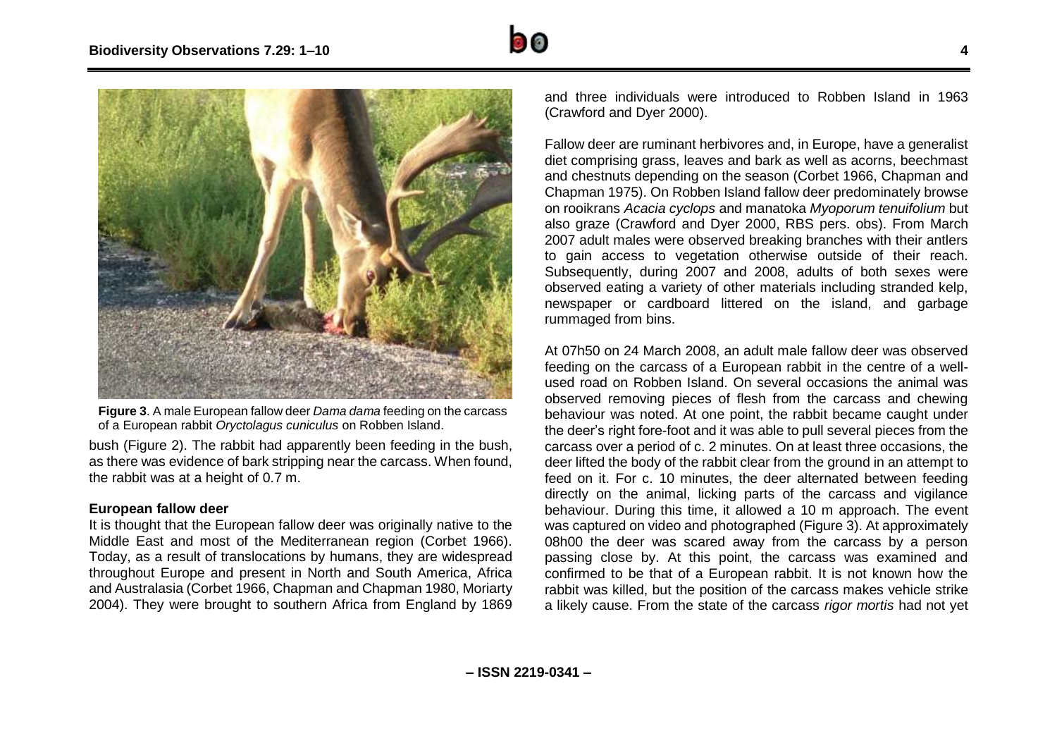**Figure 3**. A male European fallow deer *Dama dama* feeding on the carcass of a European rabbit *Oryctolagus cuniculus* on Robben Island.

bush (Figure 2). The rabbit had apparently been feeding in the bush, as there was evidence of bark stripping near the carcass. When found, the rabbit was at a height of 0.7 m.

### European fallow deer

It is thought that the European fallow deer was originally native to the Middle East and most of the Mediterranean region (Corbet 1966). Today, as a result of translocations by humans, they are widespread throughout Europe and present in North and South America, Africa and Australasia (Corbet 1966, Chapman and Chapman 1980, Moriarty 2004). They were brought to southern Africa from England by 1869 and three individuals were introduced to Robben Island in 1963 (Crawford and Dyer 2000).

Fallow deer are ruminant herbivores and, in Europe, have a generalist diet comprising grass, leaves and bark as well as acorns, beechmast and chestnuts depending on the season (Corbet 1966, Chapman and Chapman 1975). On Robben Island fallow deer predominately browse on rooikrans *Acacia cyclops* and manatoka *Myoporum tenuifolium* but also graze (Crawford and Dyer 2000, RBS pers. obs). From March 2007 adult males were observed breaking branches with their antlers to gain access to vegetation otherwise outside of their reach. Subsequently, during 2007 and 2008, adults of both sexes were observed eating a variety of other materials including stranded kelp, newspaper or cardboard littered on the island, and garbage rummaged from bins.

At 07h50 on 24 March 2008, an adult male fallow deer was observed feeding on the carcass of a European rabbit in the centre of a well-used road on Robben Island. On several occasions the animal was observed removing pieces of flesh from the carcass and chewing behaviour was noted. At one point, the rabbit became caught under the deer's right fore-foot and it was able to pull several pieces from the carcass over a period of c. 2 minutes. On at least three occasions, the deer lifted the body of the rabbit clear from the ground in an attempt to feed on it. For c. 10 minutes, the deer alternated between feeding directly on the animal, licking parts of the carcass and vigilance behaviour. During this time, it allowed a 10 m approach. The event was captured on video and photographed (Figure 3). At approximately 08h00 the deer was scared away from the carcass by a person passing close by. At this point, the carcass was examined and confirmed to be that of a European rabbit. It is not known how the rabbit was killed, but the position of the carcass makes vehicle strike a likely cause. From the state of the carcass *rigor mortis* had not yet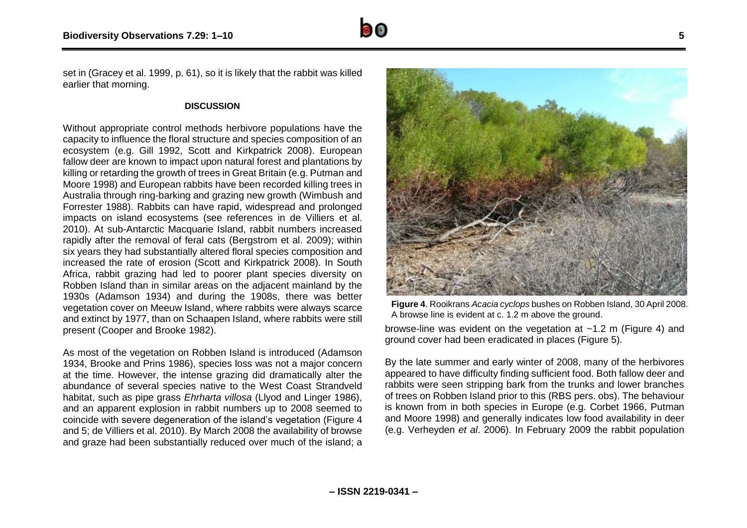set in (Gracey et al. 1999, p. 61), so it is likely that the rabbit was killed earlier that morning.

## DISCUSSION

Without appropriate control methods herbivore populations have the capacity to influence the floral structure and species composition of an ecosystem (e.g. Gill 1992, Scott and Kirkpatrick 2008). European fallow deer are known to impact upon natural forest and plantations by killing or retarding the growth of trees in Great Britain (e.g. Putman and Moore 1998) and European rabbits have been recorded killing trees in Australia through ring-barking and grazing new growth (Wimbush and Forrester 1988). Rabbits can have rapid, widespread and prolonged impacts on island ecosystems (see references in de Villiers et al. 2010). At sub-Antarctic Macquarie Island, rabbit numbers increased rapidly after the removal of feral cats (Bergstrom et al. 2009); within six years they had substantially altered floral species composition and increased the rate of erosion (Scott and Kirkpatrick 2008). In South Africa, rabbit grazing had led to poorer plant species diversity on Robben Island than in similar areas on the adjacent mainland by the 1930s (Adamson 1934) and during the 1908s, there was better vegetation cover on Meeuw Island, where rabbits were always scarce and extinct by 1977, than on Schaapen Island, where rabbits were still present (Cooper and Brooke 1982).

As most of the vegetation on Robben Island is introduced (Adamson 1934, Brooke and Prins 1986), species loss was not a major concern at the time. However, the intense grazing did dramatically alter the abundance of several species native to the West Coast Strandveld habitat, such as pipe grass *Ehrharta villosa* (Llyod and Linger 1986), and an apparent explosion in rabbit numbers up to 2008 seemed to coincide with severe degeneration of the island's vegetation (Figure 4 and 5; de Villiers et al. 2010). By March 2008 the availability of browse and graze had been substantially reduced over much of the island; a browse-line was evident on the vegetation at ~1.2 m (Figure 4) and ground cover had been eradicated in places (Figure 5).

**Figure 4**. Rooikrans *Acacia cyclops* bushes on Robben Island, 30 April 2008. A browse line is evident at c. 1.2 m above the ground.

By the late summer and early winter of 2008, many of the herbivores appeared to have difficulty finding sufficient food. Both fallow deer and rabbits were seen stripping bark from the trunks and lower branches of trees on Robben Island prior to this (RBS pers. obs). The behaviour is known from in both species in Europe (e.g. Corbet 1966, Putman and Moore 1998) and generally indicates low food availability in deer (e.g. Verheyden *et al*. 2006). In February 2009 the rabbit population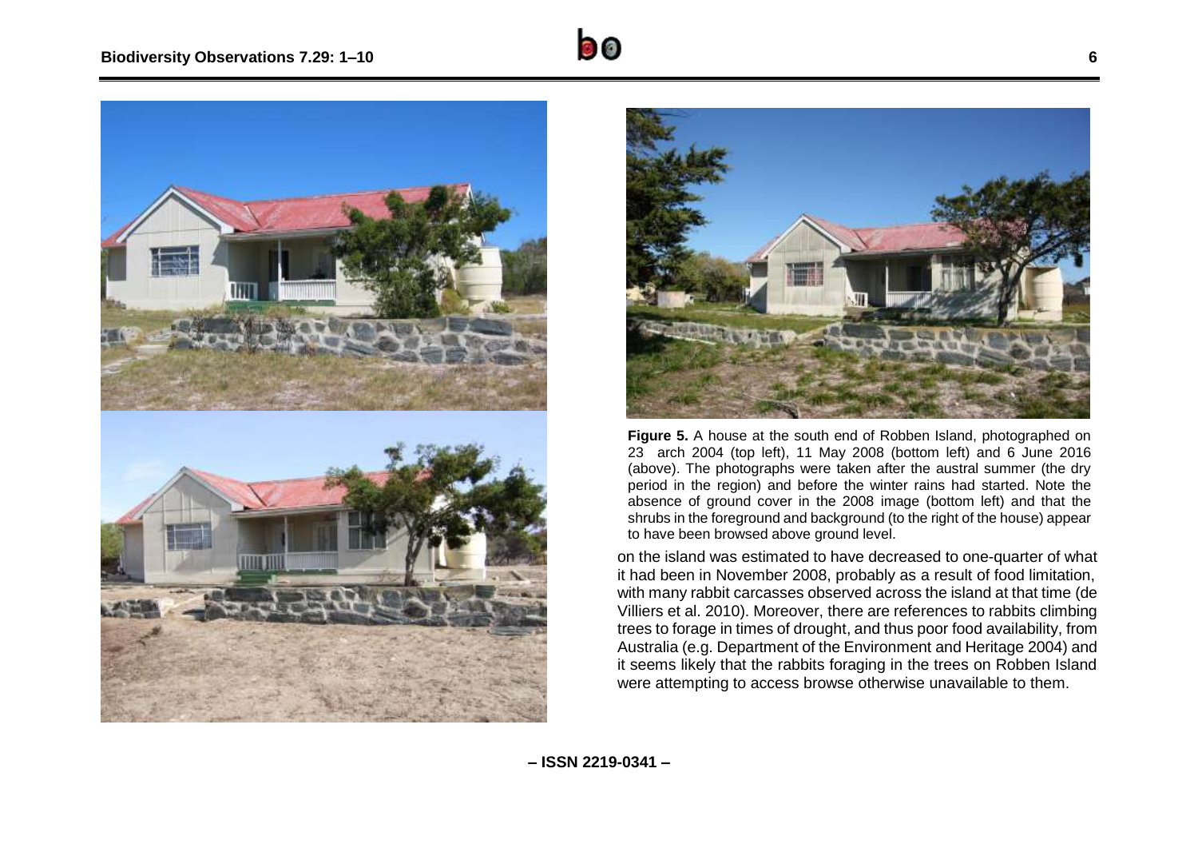**Figure 5.** A house at the south end of Robben Island, photographed on 23 arch 2004 (top left), 11 May 2008 (bottom left) and 6 June 2016 (above). The photographs were taken after the austral summer (the dry period in the region) and before the winter rains had started. Note the absence of ground cover in the 2008 image (bottom left) and that the shrubs in the foreground and background (to the right of the house) appear to have been browsed above ground level.

on the island was estimated to have decreased to one-quarter of what it had been in November 2008, probably as a result of food limitation, with many rabbit carcasses observed across the island at that time (de Villiers et al. 2010). Moreover, there are references to rabbits climbing trees to forage in times of drought, and thus poor food availability, from Australia (e.g. Department of the Environment and Heritage 2004) and it seems likely that the rabbits foraging in the trees on Robben Island were attempting to access browse otherwise unavailable to them.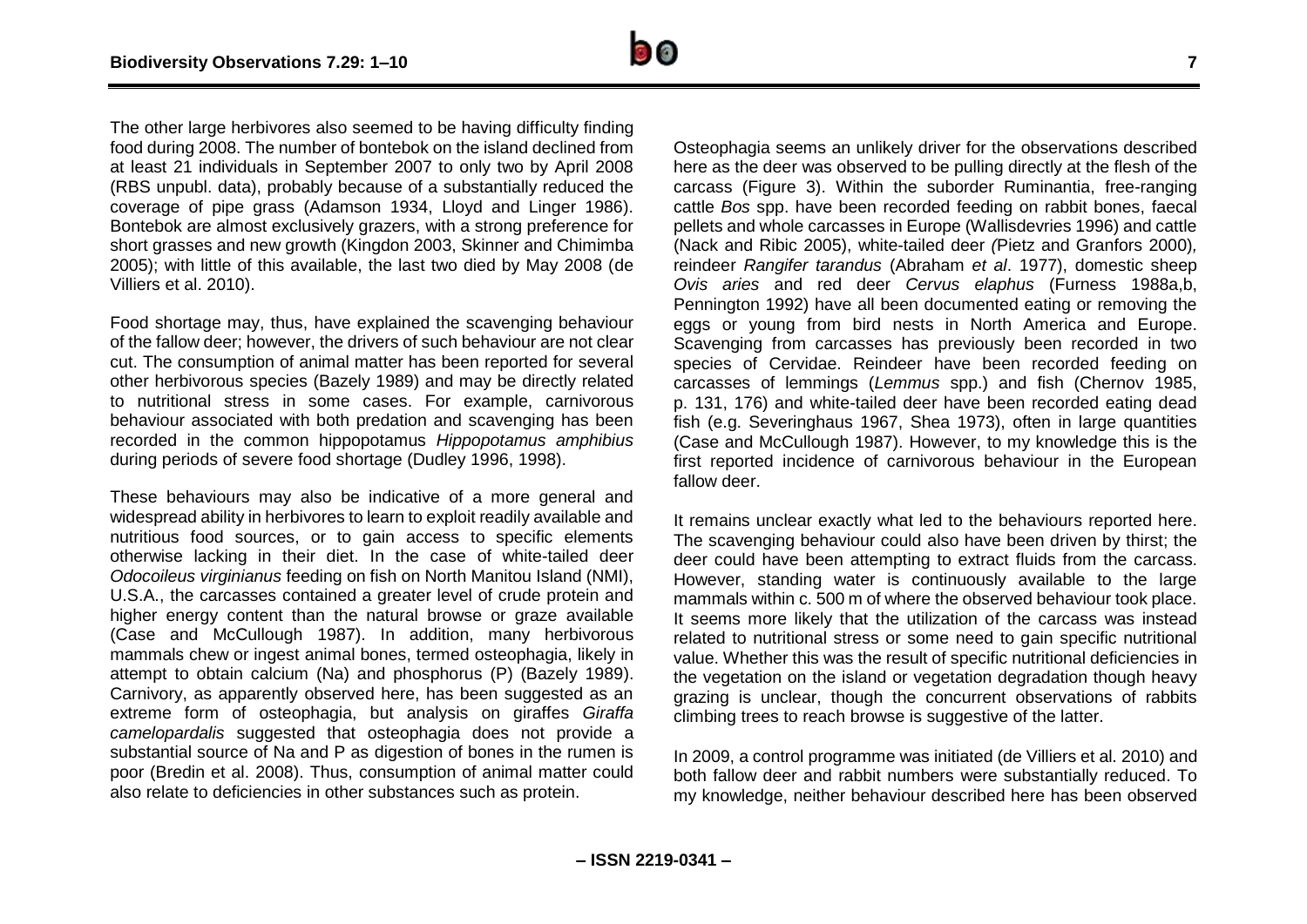The other large herbivores also seemed to be having difficulty finding food during 2008. The number of bontebok on the island declined from at least 21 individuals in September 2007 to only two by April 2008 (RBS unpubl. data), probably because of a substantially reduced the coverage of pipe grass (Adamson 1934, Lloyd and Linger 1986). Bontebok are almost exclusively grazers, with a strong preference for short grasses and new growth (Kingdon 2003, Skinner and Chimimba 2005); with little of this available, the last two died by May 2008 (de Villiers et al. 2010).

Food shortage may, thus, have explained the scavenging behaviour of the fallow deer; however, the drivers of such behaviour are not clear cut. The consumption of animal matter has been reported for several other herbivorous species (Bazely 1989) and may be directly related to nutritional stress in some cases. For example, carnivorous behaviour associated with both predation and scavenging has been recorded in the common hippopotamus *Hippopotamus amphibius* during periods of severe food shortage (Dudley 1996, 1998).

These behaviours may also be indicative of a more general and widespread ability in herbivores to learn to exploit readily available and nutritious food sources, or to gain access to specific elements otherwise lacking in their diet. In the case of white-tailed deer *Odocoileus virginianus* feeding on fish on North Manitou Island (NMI), U.S.A., the carcasses contained a greater level of crude protein and higher energy content than the natural browse or graze available (Case and McCullough 1987). In addition, many herbivorous mammals chew or ingest animal bones, termed osteophagia, likely in attempt to obtain calcium (Na) and phosphorus (P) (Bazely 1989). Carnivory, as apparently observed here, has been suggested as an extreme form of osteophagia, but analysis on giraffes *Giraffa camelopardalis* suggested that osteophagia does not provide a substantial source of Na and P as digestion of bones in the rumen is poor (Bredin et al. 2008). Thus, consumption of animal matter could also relate to deficiencies in other substances such as protein.

Osteophagia seems an unlikely driver for the observations described here as the deer was observed to be pulling directly at the flesh of the carcass (Figure 3). Within the suborder Ruminantia, free-ranging cattle *Bos* spp. have been recorded feeding on rabbit bones, faecal pellets and whole carcasses in Europe (Wallisdevries 1996) and cattle (Nack and Ribic 2005), white-tailed deer *(*Pietz and Granfors 2000)*,* reindeer *Rangifer tarandus* (Abraham *et al*. 1977), domestic sheep *Ovis aries* and red deer *Cervus elaphus* (Furness 1988a,b, Pennington 1992) have all been documented eating or removing the eggs or young from bird nests in North America and Europe. Scavenging from carcasses has previously been recorded in two species of Cervidae. Reindeer have been recorded feeding on carcasses of lemmings (*Lemmus* spp.) and fish (Chernov 1985, p. 131, 176) and white-tailed deer have been recorded eating dead fish (e.g. Severinghaus 1967, Shea 1973), often in large quantities (Case and McCullough 1987). However, to my knowledge this is the first reported incidence of carnivorous behaviour in the European fallow deer.

It remains unclear exactly what led to the behaviours reported here. The scavenging behaviour could also have been driven by thirst; the deer could have been attempting to extract fluids from the carcass. However, standing water is continuously available to the large mammals within c. 500 m of where the observed behaviour took place. It seems more likely that the utilization of the carcass was instead related to nutritional stress or some need to gain specific nutritional value. Whether this was the result of specific nutritional deficiencies in the vegetation on the island or vegetation degradation though heavy grazing is unclear, though the concurrent observations of rabbits climbing trees to reach browse is suggestive of the latter.

In 2009, a control programme was initiated (de Villiers et al. 2010) and both fallow deer and rabbit numbers were substantially reduced. To my knowledge, neither behaviour described here has been observed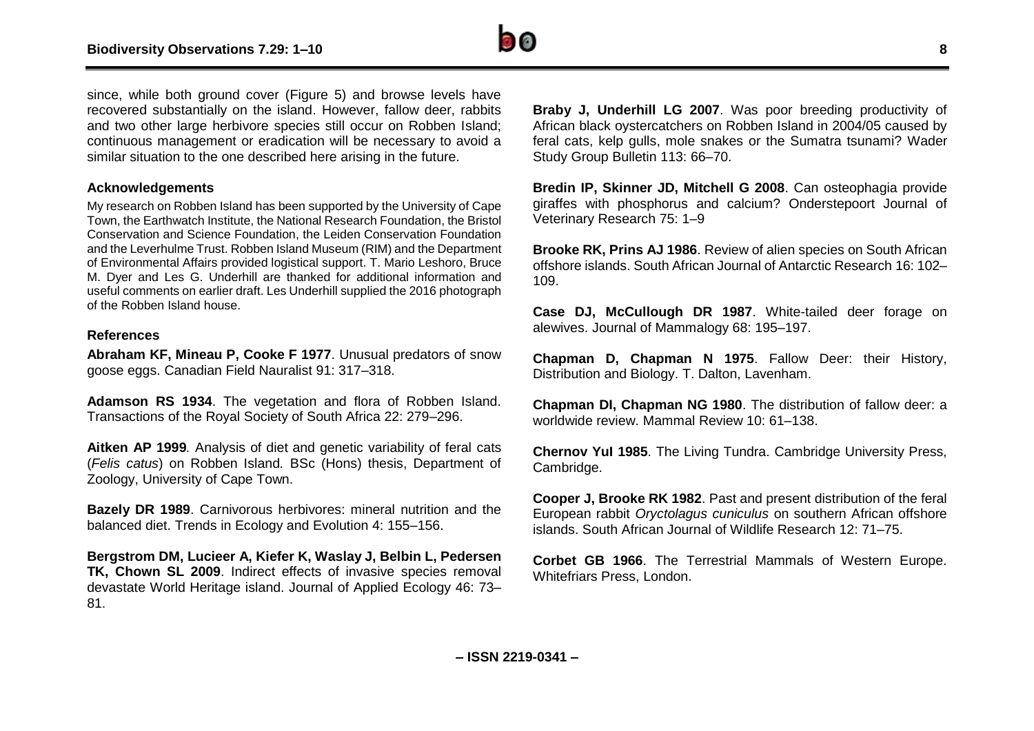since, while both ground cover (Figure 5) and browse levels have recovered substantially on the island. However, fallow deer, rabbits and two other large herbivore species still occur on Robben Island; continuous management or eradication will be necessary to avoid a similar situation to the one described here arising in the future.

### Acknowledgements

My research on Robben Island has been supported by the University of Cape Town, the Earthwatch Institute, the National Research Foundation, the Bristol Conservation and Science Foundation, the Leiden Conservation Foundation and the Leverhulme Trust. Robben Island Museum (RIM) and the Department of Environmental Affairs provided logistical support. T. Mario Leshoro, Bruce M. Dyer and Les G. Underhill are thanked for additional information and useful comments on earlier draft. Les Underhill supplied the 2016 photograph of the Robben Island house.

### References

**Abraham KF, Mineau P, Cooke F 1977**. Unusual predators of snow goose eggs. Canadian Field Nauralist 91: 317–318.

**Adamson RS 1934**. The vegetation and flora of Robben Island. Transactions of the Royal Society of South Africa 22: 279–296.

**Aitken AP 1999***.* Analysis of diet and genetic variability of feral cats (*Felis catus*) on Robben Island*.* BSc (Hons) thesis, Department of Zoology, University of Cape Town.

**Bazely DR 1989**. Carnivorous herbivores: mineral nutrition and the balanced diet. Trends in Ecology and Evolution 4: 155–156.

**Bergstrom DM, Lucieer A, Kiefer K, Waslay J, Belbin L, Pedersen TK, Chown SL 2009**. Indirect effects of invasive species removal devastate World Heritage island. Journal of Applied Ecology 46: 73–81.

**Braby J, Underhill LG 2007**. Was poor breeding productivity of African black oystercatchers on Robben Island in 2004/05 caused by feral cats, kelp gulls, mole snakes or the Sumatra tsunami? Wader Study Group Bulletin 113: 66–70.

**Bredin IP, Skinner JD, Mitchell G 2008**. Can osteophagia provide giraffes with phosphorus and calcium? Onderstepoort Journal of Veterinary Research 75: 1–9

**Brooke RK, Prins AJ 1986**. Review of alien species on South African offshore islands. South African Journal of Antarctic Research 16: 102–109.

**Case DJ, McCullough DR 1987**. White-tailed deer forage on alewives. Journal of Mammalogy 68: 195–197.

**Chapman D, Chapman N 1975**. Fallow Deer: their History, Distribution and Biology. T. Dalton, Lavenham.

**Chapman DI, Chapman NG 1980**. The distribution of fallow deer: a worldwide review. Mammal Review 10: 61–138.

**Chernov YuI 1985**. The Living Tundra. Cambridge University Press, Cambridge.

**Cooper J, Brooke RK 1982**. Past and present distribution of the feral European rabbit *Oryctolagus cuniculus* on southern African offshore islands. South African Journal of Wildlife Research 12: 71–75.

**Corbet GB 1966**. The Terrestrial Mammals of Western Europe. Whitefriars Press, London.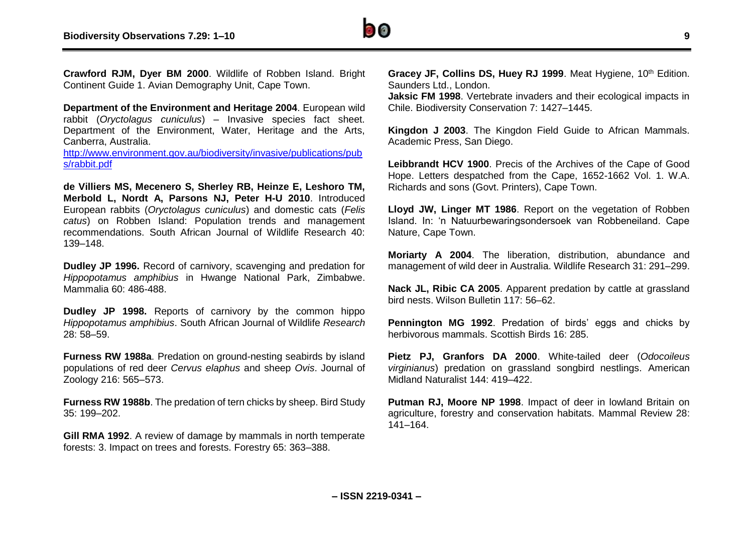**Crawford RJM, Dyer BM 2000**. Wildlife of Robben Island. Bright Continent Guide 1. Avian Demography Unit, Cape Town.

**Department of the Environment and Heritage 2004**. European wild rabbit (*Oryctolagus cuniculus*) – Invasive species fact sheet. Department of the Environment, Water, Heritage and the Arts, Canberra, Australia. [http://www.environment.gov.au/biodiversity/invasive/publications/pubs/rabbit.pdf](http://www.environment.gov.au/biodiversity/invasive/publications/pubs/rabbit.pdf)

**de Villiers MS, Mecenero S, Sherley RB, Heinze E, Leshoro TM, Merbold L, Nordt A, Parsons NJ, Peter H-U 2010**. Introduced European rabbits (*Oryctolagus cuniculus*) and domestic cats (*Felis catus*) on Robben Island: Population trends and management recommendations. South African Journal of Wildlife Research 40: 139–148.

**Dudley JP 1996.** Record of carnivory, scavenging and predation for *Hippopotamus amphibius* in Hwange National Park, Zimbabwe. Mammalia 60: 486-488.

**Dudley JP 1998.** Reports of carnivory by the common hippo *Hippopotamus amphibius*. South African Journal of Wildlife *Research* 28: 58–59.

**Furness RW 1988a**. Predation on ground-nesting seabirds by island populations of red deer *Cervus elaphus* and sheep *Ovis*. Journal of Zoology 216: 565–573.

**Furness RW 1988b**. The predation of tern chicks by sheep. Bird Study 35: 199–202.

**Gill RMA 1992**. A review of damage by mammals in north temperate forests: 3. Impact on trees and forests. Forestry 65: 363–388.

**Gracey JF, Collins DS, Huey RJ 1999**. Meat Hygiene, 10th Edition. Saunders Ltd., London.

**Jaksic FM 1998**. Vertebrate invaders and their ecological impacts in Chile. Biodiversity Conservation 7: 1427–1445.

**Kingdon J 2003**. The Kingdon Field Guide to African Mammals. Academic Press, San Diego.

**Leibbrandt HCV 1900**. Precis of the Archives of the Cape of Good Hope. Letters despatched from the Cape, 1652-1662 Vol. 1. W.A. Richards and sons (Govt. Printers), Cape Town.

**Lloyd JW, Linger MT 1986**. Report on the vegetation of Robben Island. In: 'n Natuurbewaringsondersoek van Robbeneiland. Cape Nature, Cape Town.

**Moriarty A 2004**. The liberation, distribution, abundance and management of wild deer in Australia. Wildlife Research 31: 291–299.

**Nack JL, Ribic CA 2005**. Apparent predation by cattle at grassland bird nests. Wilson Bulletin 117: 56–62.

**Pennington MG 1992**. Predation of birds' eggs and chicks by herbivorous mammals. Scottish Birds 16: 285.

**Pietz PJ, Granfors DA 2000**. White-tailed deer (*Odocoileus virginianus*) predation on grassland songbird nestlings. American Midland Naturalist 144: 419–422.

**Putman RJ, Moore NP 1998**. Impact of deer in lowland Britain on agriculture, forestry and conservation habitats. Mammal Review 28: 141–164.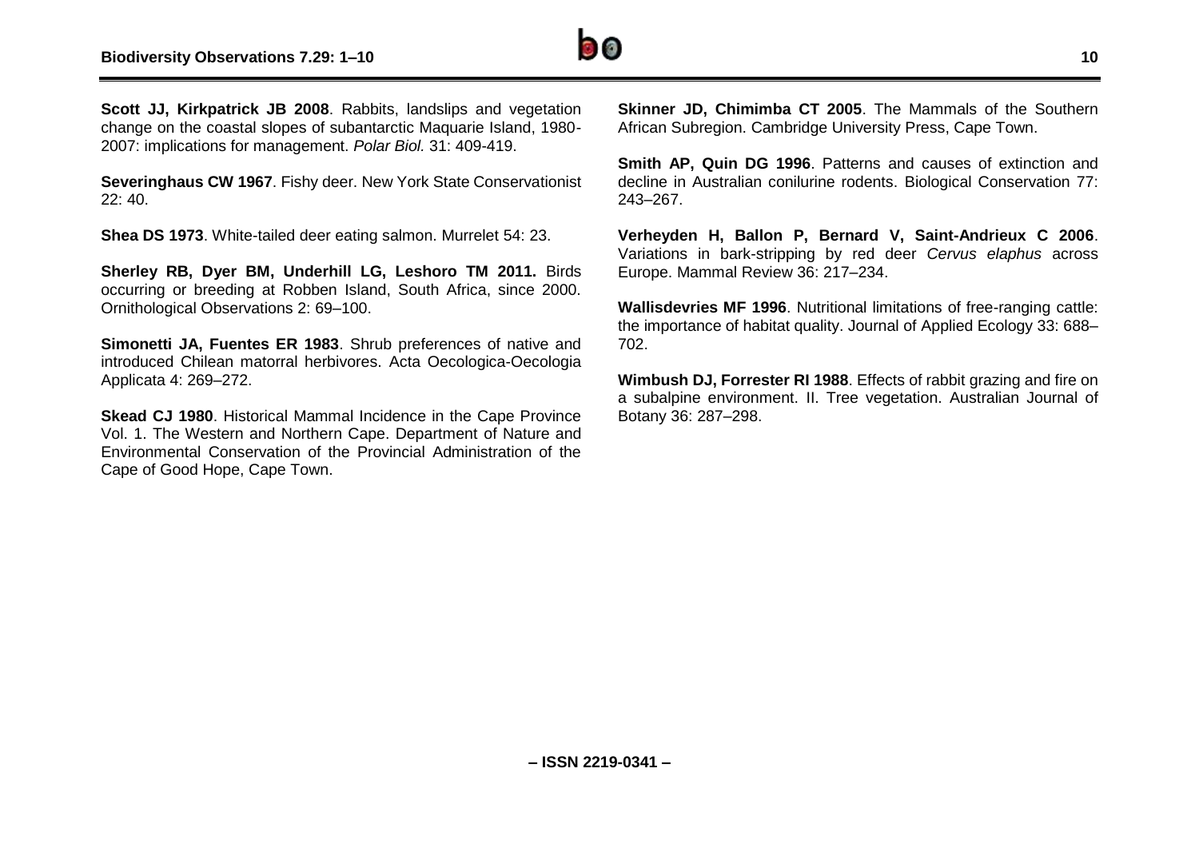**Scott JJ, Kirkpatrick JB 2008**. Rabbits, landslips and vegetation change on the coastal slopes of subantarctic Maquarie Island, 1980-2007: implications for management. *Polar Biol.* 31: 409-419.

**Severinghaus CW 1967**. Fishy deer. New York State Conservationist 22: 40.

**Shea DS 1973**. White-tailed deer eating salmon. Murrelet 54: 23.

**Sherley RB, Dyer BM, Underhill LG, Leshoro TM 2011.** Birds occurring or breeding at Robben Island, South Africa, since 2000. Ornithological Observations 2: 69–100.

**Simonetti JA, Fuentes ER 1983**. Shrub preferences of native and introduced Chilean matorral herbivores. Acta Oecologica-Oecologia Applicata 4: 269–272.

**Skead CJ 1980**. Historical Mammal Incidence in the Cape Province Vol. 1. The Western and Northern Cape. Department of Nature and Environmental Conservation of the Provincial Administration of the Cape of Good Hope, Cape Town.

**Skinner JD, Chimimba CT 2005**. The Mammals of the Southern African Subregion. Cambridge University Press, Cape Town.

**Smith AP, Quin DG 1996**. Patterns and causes of extinction and decline in Australian conilurine rodents. Biological Conservation 77: 243–267.

**Verheyden H, Ballon P, Bernard V, Saint-Andrieux C 2006**. Variations in bark-stripping by red deer *Cervus elaphus* across Europe. Mammal Review 36: 217–234.

**Wallisdevries MF 1996**. Nutritional limitations of free-ranging cattle: the importance of habitat quality. Journal of Applied Ecology 33: 688–702.

**Wimbush DJ, Forrester RI 1988**. Effects of rabbit grazing and fire on a subalpine environment. II. Tree vegetation. Australian Journal of Botany 36: 287–298.